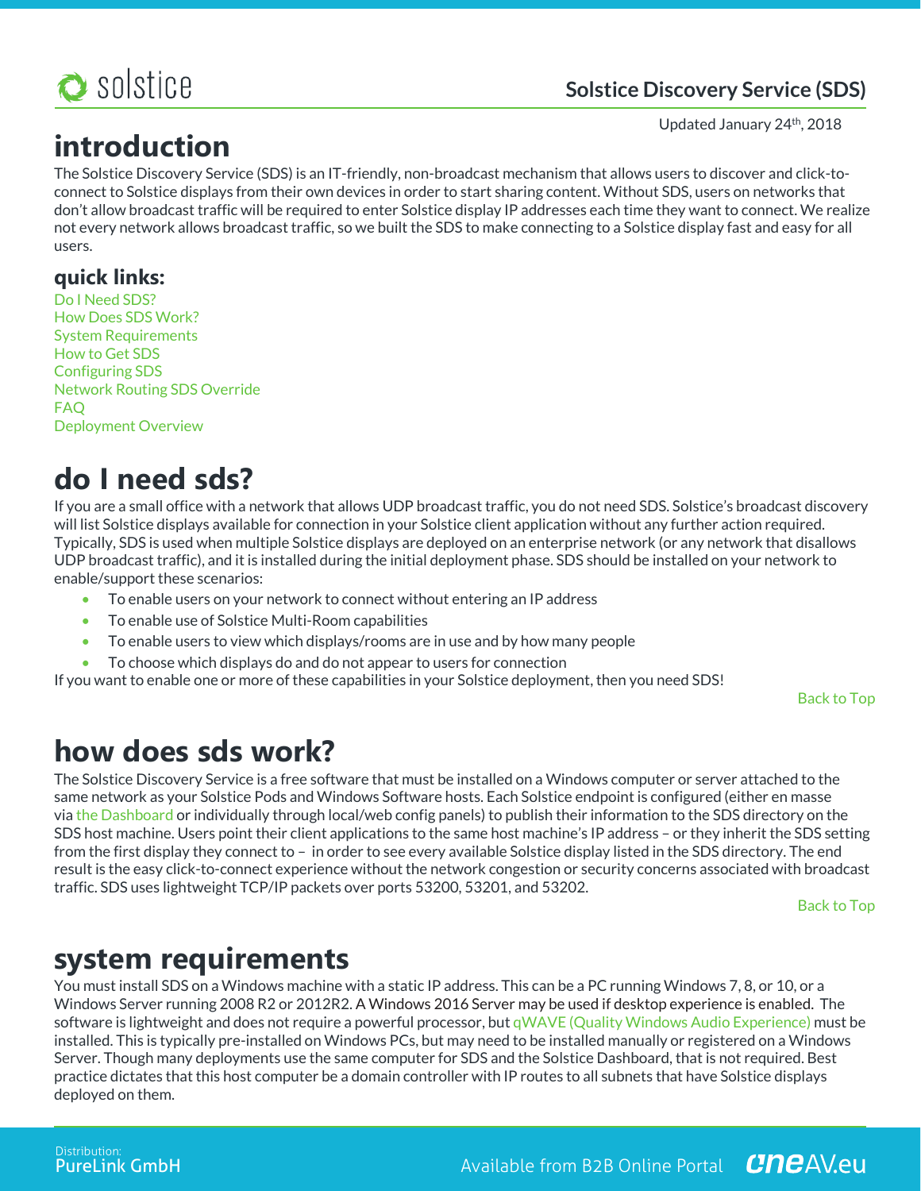# Solstice Discovery Service (SDS)

Updated January 24th, 2018

# introduction

The Solstice Discovery Service (SDS) is an IT-friendly, non-broadcast mechanism that allows users to discover and click-to-connect to Solstice displays from their own devices in order to start sharing content. Without SDS, users on networks that don't allow broadcast traffic will be required to enter Solstice display IP addresses each time they want to connect. We realize not every network allows broadcast traffic, so we built the SDS to make connecting to a Solstice display fast and easy for all users.

## quick links:

Do I Need SDS?
How Does SDS Work?
System Requirements
How to Get SDS
Configuring SDS
Network Routing SDS Override
FAQ
Deployment Overview

# do I need sds?

If you are a small office with a network that allows UDP broadcast traffic, you do not need SDS. Solstice's broadcast discovery will list Solstice displays available for connection in your Solstice client application without any further action required. Typically, SDS is used when multiple Solstice displays are deployed on an enterprise network (or any network that disallows UDP broadcast traffic), and it is installed during the initial deployment phase. SDS should be installed on your network to enable/support these scenarios:

- To enable users on your network to connect without entering an IP address
- To enable use of Solstice Multi-Room capabilities
- To enable users to view which displays/rooms are in use and by how many people
- To choose which displays do and do not appear to users for connection

If you want to enable one or more of these capabilities in your Solstice deployment, then you need SDS!

Back to Top

# how does sds work?

The Solstice Discovery Service is a free software that must be installed on a Windows computer or server attached to the same network as your Solstice Pods and Windows Software hosts. Each Solstice endpoint is configured (either en masse via the Dashboard or individually through local/web config panels) to publish their information to the SDS directory on the SDS host machine. Users point their client applications to the same host machine's IP address – or they inherit the SDS setting from the first display they connect to – in order to see every available Solstice display listed in the SDS directory. The end result is the easy click-to-connect experience without the network congestion or security concerns associated with broadcast traffic. SDS uses lightweight TCP/IP packets over ports 53200, 53201, and 53202.

Back to Top

# system requirements

You must install SDS on a Windows machine with a static IP address. This can be a PC running Windows 7, 8, or 10, or a Windows Server running 2008 R2 or 2012R2. A Windows 2016 Server may be used if desktop experience is enabled. The software is lightweight and does not require a powerful processor, but qWAVE (Quality Windows Audio Experience) must be installed. This is typically pre-installed on Windows PCs, but may need to be installed manually or registered on a Windows Server. Though many deployments use the same computer for SDS and the Solstice Dashboard, that is not required. Best practice dictates that this host computer be a domain controller with IP routes to all subnets that have Solstice displays deployed on them.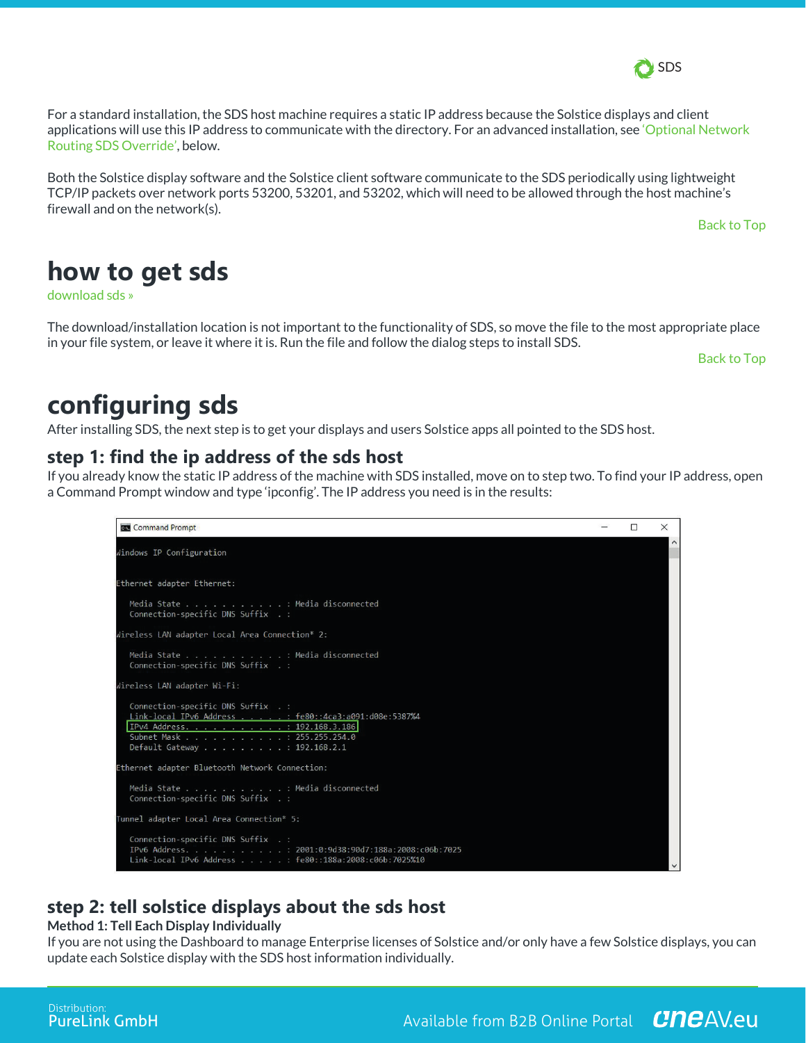For a standard installation, the SDS host machine requires a static IP address because the Solstice displays and client applications will use this IP address to communicate with the directory. For an advanced installation, see 'Optional Network Routing SDS Override', below.

Both the Solstice display software and the Solstice client software communicate to the SDS periodically using lightweight TCP/IP packets over network ports 53200, 53201, and 53202, which will need to be allowed through the host machine's firewall and on the network(s).

Back to Top

## how to get sds

download sds »

The download/installation location is not important to the functionality of SDS, so move the file to the most appropriate place in your file system, or leave it where it is. Run the file and follow the dialog steps to install SDS.

Back to Top

## configuring sds

After installing SDS, the next step is to get your displays and users Solstice apps all pointed to the SDS host.

### step 1: find the ip address of the sds host

If you already know the static IP address of the machine with SDS installed, move on to step two. To find your IP address, open a Command Prompt window and type 'ipconfig'. The IP address you need is in the results:

```
Windows IP Configuration

Ethernet adapter Ethernet:

   Media State . . . . . . . . . . . : Media disconnected
   Connection-specific DNS Suffix  . :

Wireless LAN adapter Local Area Connection* 2:

   Media State . . . . . . . . . . . : Media disconnected
   Connection-specific DNS Suffix  . :

Wireless LAN adapter Wi-Fi:

   Connection-specific DNS Suffix  . :
   Link-local IPv6 Address . . . . . : fe80::4ca3:a091:d08e:5387%4
   IPv4 Address. . . . . . . . . . . : 192.168.3.186
   Subnet Mask . . . . . . . . . . . : 255.255.254.0
   Default Gateway . . . . . . . . . : 192.168.2.1

Ethernet adapter Bluetooth Network Connection:

   Media State . . . . . . . . . . . : Media disconnected
   Connection-specific DNS Suffix  . :

Tunnel adapter Local Area Connection* 5:

   Connection-specific DNS Suffix  . :
   IPv6 Address. . . . . . . . . . . : 2001:0:9d38:90d7:188a:2008:c06b:7025
   Link-local IPv6 Address . . . . . : fe80::188a:2008:c06b:7025%10
```

### step 2: tell solstice displays about the sds host

**Method 1: Tell Each Display Individually**

If you are not using the Dashboard to manage Enterprise licenses of Solstice and/or only have a few Solstice displays, you can update each Solstice display with the SDS host information individually.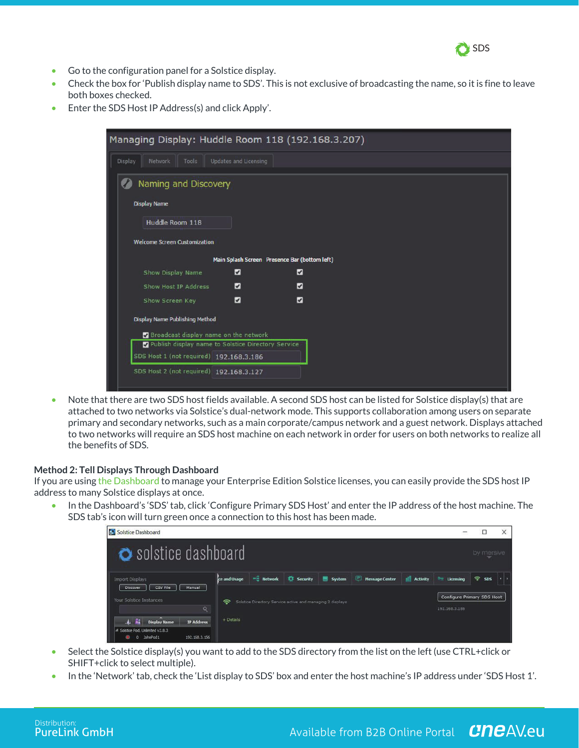- Go to the configuration panel for a Solstice display.
- Check the box for 'Publish display name to SDS'. This is not exclusive of broadcasting the name, so it is fine to leave both boxes checked.
- Enter the SDS Host IP Address(s) and click Apply'.

- Note that there are two SDS host fields available. A second SDS host can be listed for Solstice display(s) that are attached to two networks via Solstice's dual-network mode. This supports collaboration among users on separate primary and secondary networks, such as a main corporate/campus network and a guest network. Displays attached to two networks will require an SDS host machine on each network in order for users on both networks to realize all the benefits of SDS.

**Method 2: Tell Displays Through Dashboard**

If you are using the Dashboard to manage your Enterprise Edition Solstice licenses, you can easily provide the SDS host IP address to many Solstice displays at once.

- In the Dashboard's 'SDS' tab, click 'Configure Primary SDS Host' and enter the IP address of the host machine. The SDS tab's icon will turn green once a connection to this host has been made.

- Select the Solstice display(s) you want to add to the SDS directory from the list on the left (use CTRL+click or SHIFT+click to select multiple).
- In the 'Network' tab, check the 'List display to SDS' box and enter the host machine's IP address under 'SDS Host 1'.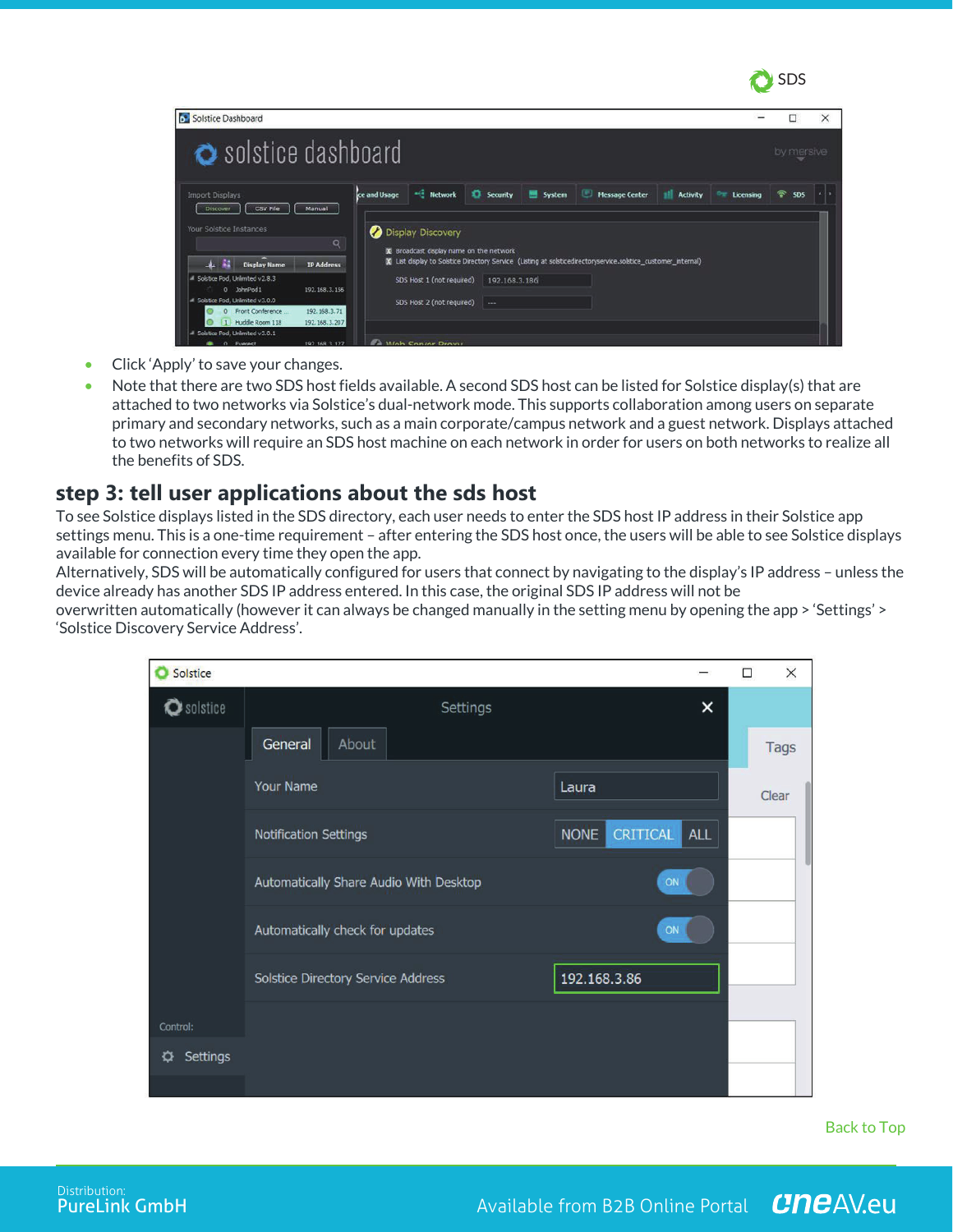- Click 'Apply' to save your changes.
- Note that there are two SDS host fields available. A second SDS host can be listed for Solstice display(s) that are attached to two networks via Solstice's dual-network mode. This supports collaboration among users on separate primary and secondary networks, such as a main corporate/campus network and a guest network. Displays attached to two networks will require an SDS host machine on each network in order for users on both networks to realize all the benefits of SDS.

## step 3: tell user applications about the sds host

To see Solstice displays listed in the SDS directory, each user needs to enter the SDS host IP address in their Solstice app settings menu. This is a one-time requirement – after entering the SDS host once, the users will be able to see Solstice displays available for connection every time they open the app.

Alternatively, SDS will be automatically configured for users that connect by navigating to the display's IP address – unless the device already has another SDS IP address entered. In this case, the original SDS IP address will not be overwritten automatically (however it can always be changed manually in the setting menu by opening the app > 'Settings' > 'Solstice Discovery Service Address'.

Back to Top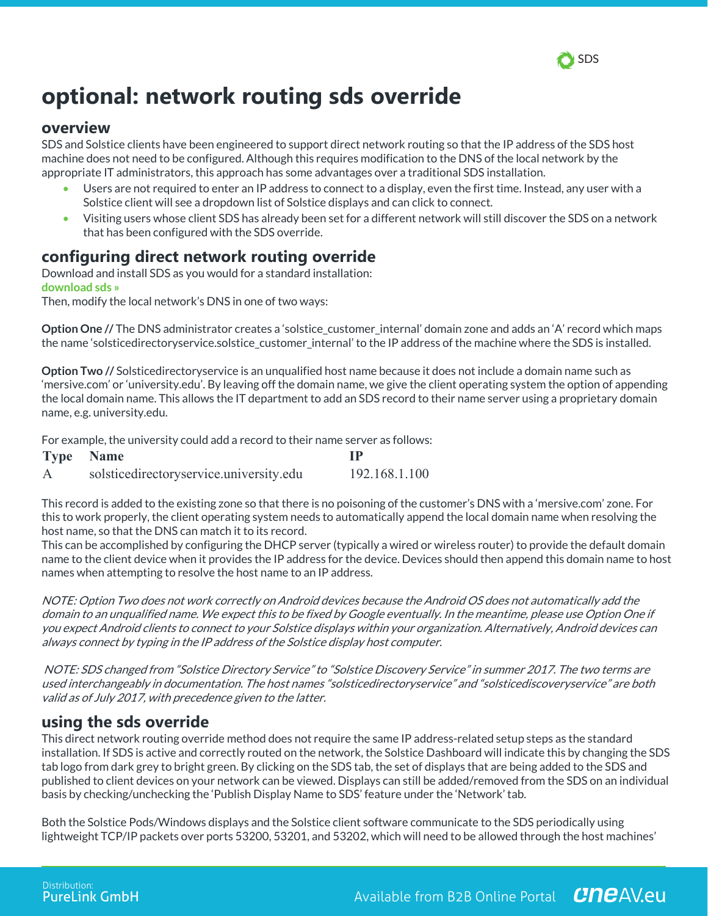# optional: network routing sds override

## overview

SDS and Solstice clients have been engineered to support direct network routing so that the IP address of the SDS host machine does not need to be configured. Although this requires modification to the DNS of the local network by the appropriate IT administrators, this approach has some advantages over a traditional SDS installation.

- Users are not required to enter an IP address to connect to a display, even the first time. Instead, any user with a Solstice client will see a dropdown list of Solstice displays and can click to connect.
- Visiting users whose client SDS has already been set for a different network will still discover the SDS on a network that has been configured with the SDS override.

## configuring direct network routing override

Download and install SDS as you would for a standard installation:
**download sds »**
Then, modify the local network's DNS in one of two ways:

**Option One //** The DNS administrator creates a 'solstice_customer_internal' domain zone and adds an 'A' record which maps the name 'solsticedirectoryservice.solstice_customer_internal' to the IP address of the machine where the SDS is installed.

**Option Two //** Solsticedirectoryservice is an unqualified host name because it does not include a domain name such as 'mersive.com' or 'university.edu'. By leaving off the domain name, we give the client operating system the option of appending the local domain name. This allows the IT department to add an SDS record to their name server using a proprietary domain name, e.g. university.edu.

For example, the university could add a record to their name server as follows:

| Type | Name | IP |
|---|---|---|
| A | solsticedirectoryservice.university.edu | 192.168.1.100 |

This record is added to the existing zone so that there is no poisoning of the customer's DNS with a 'mersive.com' zone. For this to work properly, the client operating system needs to automatically append the local domain name when resolving the host name, so that the DNS can match it to its record.
This can be accomplished by configuring the DHCP server (typically a wired or wireless router) to provide the default domain name to the client device when it provides the IP address for the device. Devices should then append this domain name to host names when attempting to resolve the host name to an IP address.

*NOTE: Option Two does not work correctly on Android devices because the Android OS does not automatically add the domain to an unqualified name. We expect this to be fixed by Google eventually. In the meantime, please use Option One if you expect Android clients to connect to your Solstice displays within your organization. Alternatively, Android devices can always connect by typing in the IP address of the Solstice display host computer.*

*NOTE: SDS changed from "Solstice Directory Service" to "Solstice Discovery Service" in summer 2017. The two terms are used interchangeably in documentation. The host names "solsticedirectoryservice" and "solsticediscoveryservice" are both valid as of July 2017, with precedence given to the latter.*

## using the sds override

This direct network routing override method does not require the same IP address-related setup steps as the standard installation. If SDS is active and correctly routed on the network, the Solstice Dashboard will indicate this by changing the SDS tab logo from dark grey to bright green. By clicking on the SDS tab, the set of displays that are being added to the SDS and published to client devices on your network can be viewed. Displays can still be added/removed from the SDS on an individual basis by checking/unchecking the 'Publish Display Name to SDS' feature under the 'Network' tab.

Both the Solstice Pods/Windows displays and the Solstice client software communicate to the SDS periodically using lightweight TCP/IP packets over ports 53200, 53201, and 53202, which will need to be allowed through the host machines'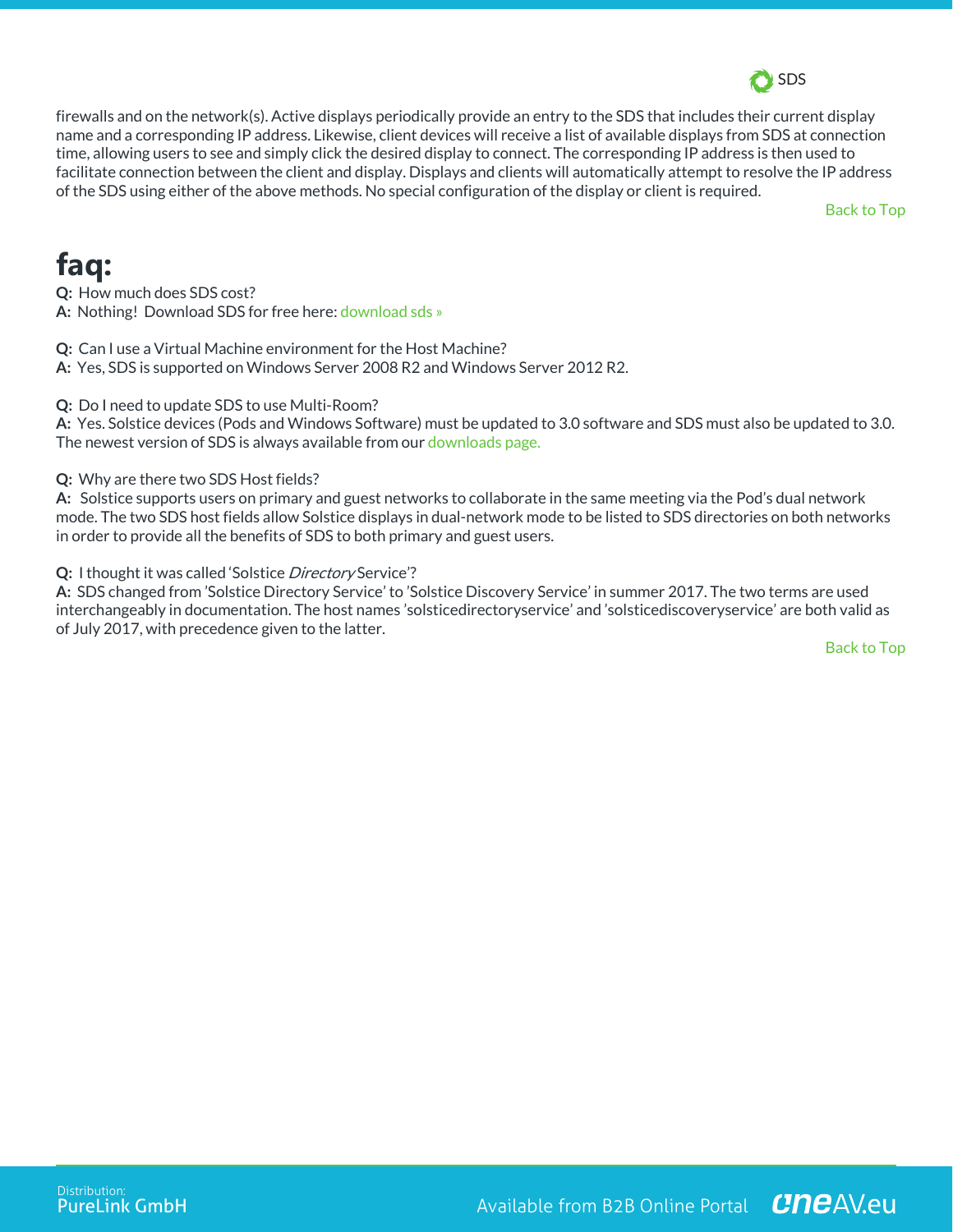firewalls and on the network(s). Active displays periodically provide an entry to the SDS that includes their current display name and a corresponding IP address. Likewise, client devices will receive a list of available displays from SDS at connection time, allowing users to see and simply click the desired display to connect. The corresponding IP address is then used to facilitate connection between the client and display. Displays and clients will automatically attempt to resolve the IP address of the SDS using either of the above methods. No special configuration of the display or client is required.

Back to Top

# faq:

**Q:** How much does SDS cost?
**A:** Nothing! Download SDS for free here: download sds »

**Q:** Can I use a Virtual Machine environment for the Host Machine?
**A:** Yes, SDS is supported on Windows Server 2008 R2 and Windows Server 2012 R2.

**Q:** Do I need to update SDS to use Multi-Room?
**A:** Yes. Solstice devices (Pods and Windows Software) must be updated to 3.0 software and SDS must also be updated to 3.0. The newest version of SDS is always available from our downloads page.

**Q:** Why are there two SDS Host fields?
**A:** Solstice supports users on primary and guest networks to collaborate in the same meeting via the Pod's dual network mode. The two SDS host fields allow Solstice displays in dual-network mode to be listed to SDS directories on both networks in order to provide all the benefits of SDS to both primary and guest users.

**Q:** I thought it was called 'Solstice *Directory* Service'?
**A:** SDS changed from 'Solstice Directory Service' to 'Solstice Discovery Service' in summer 2017. The two terms are used interchangeably in documentation. The host names 'solsticedirectoryservice' and 'solsticediscoveryservice' are both valid as of July 2017, with precedence given to the latter.

Back to Top